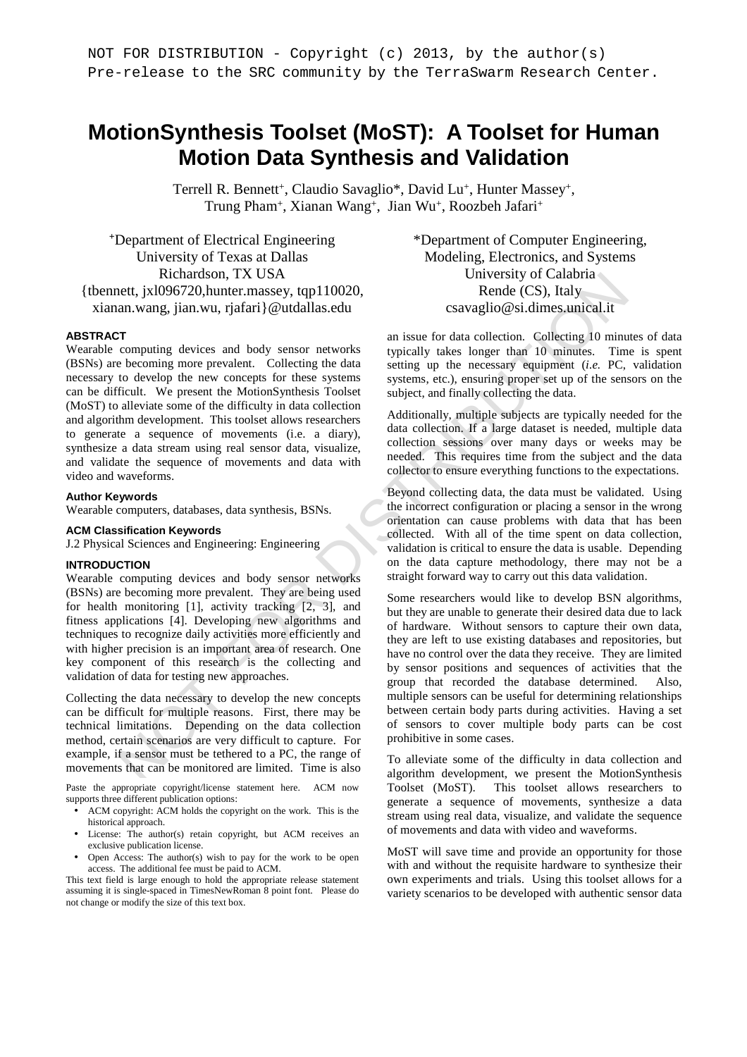NOT FOR DISTRIBUTION - Copyright (c) 2013, by the author(s)
Pre-release to the SRC community by the TerraSwarm Research Center.

# MotionSynthesis Toolset (MoST): A Toolset for Human Motion Data Synthesis and Validation

Terrell R. Bennett[+], Claudio Savaglio[*], David Lu[+], Hunter Massey[+], Trung Pham[+], Xianan Wang[+], Jian Wu[+], Roozbeh Jafari[+]

[+]Department of Electrical Engineering
University of Texas at Dallas
Richardson, TX USA
{tbennett, jxl096720,hunter.massey, tqp110020, xianan.wang, jian.wu, rjafari}@utdallas.edu

[*]Department of Computer Engineering, Modeling, Electronics, and Systems
University of Calabria
Rende (CS), Italy
csavaglio@si.dimes.unical.it

## ABSTRACT

Wearable computing devices and body sensor networks (BSNs) are becoming more prevalent. Collecting the data necessary to develop the new concepts for these systems can be difficult. We present the MotionSynthesis Toolset (MoST) to alleviate some of the difficulty in data collection and algorithm development. This toolset allows researchers to generate a sequence of movements (i.e. a diary), synthesize a data stream using real sensor data, visualize, and validate the sequence of movements and data with video and waveforms.

### Author Keywords

Wearable computers, databases, data synthesis, BSNs.

### ACM Classification Keywords

J.2 Physical Sciences and Engineering: Engineering

## INTRODUCTION

Wearable computing devices and body sensor networks (BSNs) are becoming more prevalent. They are being used for health monitoring [1], activity tracking [2, 3], and fitness applications [4]. Developing new algorithms and techniques to recognize daily activities more efficiently and with higher precision is an important area of research. One key component of this research is the collecting and validation of data for testing new approaches.

Collecting the data necessary to develop the new concepts can be difficult for multiple reasons. First, there may be technical limitations. Depending on the data collection method, certain scenarios are very difficult to capture. For example, if a sensor must be tethered to a PC, the range of movements that can be monitored are limited. Time is also an issue for data collection. Collecting 10 minutes of data typically takes longer than 10 minutes. Time is spent setting up the necessary equipment (*i.e.* PC, validation systems, etc.), ensuring proper set up of the sensors on the subject, and finally collecting the data.

Additionally, multiple subjects are typically needed for the data collection. If a large dataset is needed, multiple data collection sessions over many days or weeks may be needed. This requires time from the subject and the data collector to ensure everything functions to the expectations.

Beyond collecting data, the data must be validated. Using the incorrect configuration or placing a sensor in the wrong orientation can cause problems with data that has been collected. With all of the time spent on data collection, validation is critical to ensure the data is usable. Depending on the data capture methodology, there may not be a straight forward way to carry out this data validation.

Some researchers would like to develop BSN algorithms, but they are unable to generate their desired data due to lack of hardware. Without sensors to capture their own data, they are left to use existing databases and repositories, but have no control over the data they receive. They are limited by sensor positions and sequences of activities that the group that recorded the database determined. Also, multiple sensors can be useful for determining relationships between certain body parts during activities. Having a set of sensors to cover multiple body parts can be cost prohibitive in some cases.

To alleviate some of the difficulty in data collection and algorithm development, we present the MotionSynthesis Toolset (MoST). This toolset allows researchers to generate a sequence of movements, synthesize a data stream using real data, visualize, and validate the sequence of movements and data with video and waveforms.

MoST will save time and provide an opportunity for those with and without the requisite hardware to synthesize their own experiments and trials. Using this toolset allows for a variety scenarios to be developed with authentic sensor data

Paste the appropriate copyright/license statement here. ACM now supports three different publication options:

- ACM copyright: ACM holds the copyright on the work. This is the historical approach.
- License: The author(s) retain copyright, but ACM receives an exclusive publication license.
- Open Access: The author(s) wish to pay for the work to be open access. The additional fee must be paid to ACM.

This text field is large enough to hold the appropriate release statement assuming it is single-spaced in TimesNewRoman 8 point font. Please do not change or modify the size of this text box.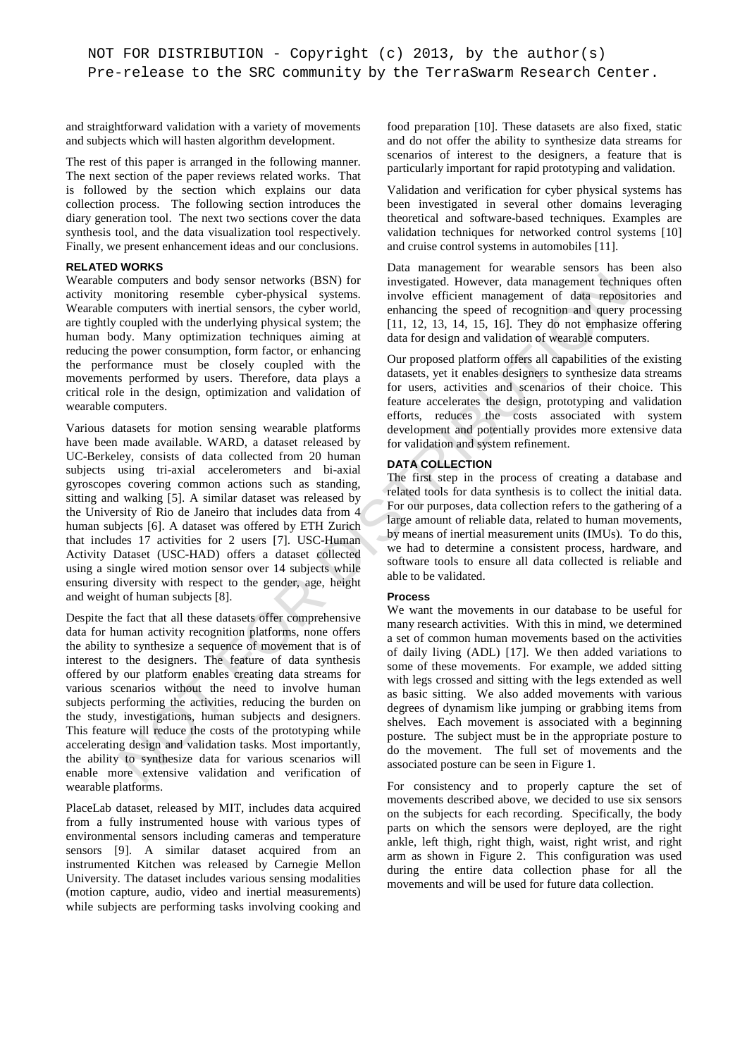and straightforward validation with a variety of movements and subjects which will hasten algorithm development.

The rest of this paper is arranged in the following manner. The next section of the paper reviews related works. That is followed by the section which explains our data collection process. The following section introduces the diary generation tool. The next two sections cover the data synthesis tool, and the data visualization tool respectively. Finally, we present enhancement ideas and our conclusions.

## RELATED WORKS

Wearable computers and body sensor networks (BSN) for activity monitoring resemble cyber-physical systems. Wearable computers with inertial sensors, the cyber world, are tightly coupled with the underlying physical system; the human body. Many optimization techniques aiming at reducing the power consumption, form factor, or enhancing the performance must be closely coupled with the movements performed by users. Therefore, data plays a critical role in the design, optimization and validation of wearable computers.

Various datasets for motion sensing wearable platforms have been made available. WARD, a dataset released by UC-Berkeley, consists of data collected from 20 human subjects using tri-axial accelerometers and bi-axial gyroscopes covering common actions such as standing, sitting and walking [5]. A similar dataset was released by the University of Rio de Janeiro that includes data from 4 human subjects [6]. A dataset was offered by ETH Zurich that includes 17 activities for 2 users [7]. USC-Human Activity Dataset (USC-HAD) offers a dataset collected using a single wired motion sensor over 14 subjects while ensuring diversity with respect to the gender, age, height and weight of human subjects [8].

Despite the fact that all these datasets offer comprehensive data for human activity recognition platforms, none offers the ability to synthesize a sequence of movement that is of interest to the designers. The feature of data synthesis offered by our platform enables creating data streams for various scenarios without the need to involve human subjects performing the activities, reducing the burden on the study, investigations, human subjects and designers. This feature will reduce the costs of the prototyping while accelerating design and validation tasks. Most importantly, the ability to synthesize data for various scenarios will enable more extensive validation and verification of wearable platforms.

PlaceLab dataset, released by MIT, includes data acquired from a fully instrumented house with various types of environmental sensors including cameras and temperature sensors [9]. A similar dataset acquired from an instrumented Kitchen was released by Carnegie Mellon University. The dataset includes various sensing modalities (motion capture, audio, video and inertial measurements) while subjects are performing tasks involving cooking and food preparation [10]. These datasets are also fixed, static and do not offer the ability to synthesize data streams for scenarios of interest to the designers, a feature that is particularly important for rapid prototyping and validation.

Validation and verification for cyber physical systems has been investigated in several other domains leveraging theoretical and software-based techniques. Examples are validation techniques for networked control systems [10] and cruise control systems in automobiles [11].

Data management for wearable sensors has been also investigated. However, data management techniques often involve efficient management of data repositories and enhancing the speed of recognition and query processing [11, 12, 13, 14, 15, 16]. They do not emphasize offering data for design and validation of wearable computers.

Our proposed platform offers all capabilities of the existing datasets, yet it enables designers to synthesize data streams for users, activities and scenarios of their choice. This feature accelerates the design, prototyping and validation efforts, reduces the costs associated with system development and potentially provides more extensive data for validation and system refinement.

## DATA COLLECTION

The first step in the process of creating a database and related tools for data synthesis is to collect the initial data. For our purposes, data collection refers to the gathering of a large amount of reliable data, related to human movements, by means of inertial measurement units (IMUs). To do this, we had to determine a consistent process, hardware, and software tools to ensure all data collected is reliable and able to be validated.

### Process

We want the movements in our database to be useful for many research activities. With this in mind, we determined a set of common human movements based on the activities of daily living (ADL) [17]. We then added variations to some of these movements. For example, we added sitting with legs crossed and sitting with the legs extended as well as basic sitting. We also added movements with various degrees of dynamism like jumping or grabbing items from shelves. Each movement is associated with a beginning posture. The subject must be in the appropriate posture to do the movement. The full set of movements and the associated posture can be seen in Figure 1.

For consistency and to properly capture the set of movements described above, we decided to use six sensors on the subjects for each recording. Specifically, the body parts on which the sensors were deployed, are the right ankle, left thigh, right thigh, waist, right wrist, and right arm as shown in Figure 2. This configuration was used during the entire data collection phase for all the movements and will be used for future data collection.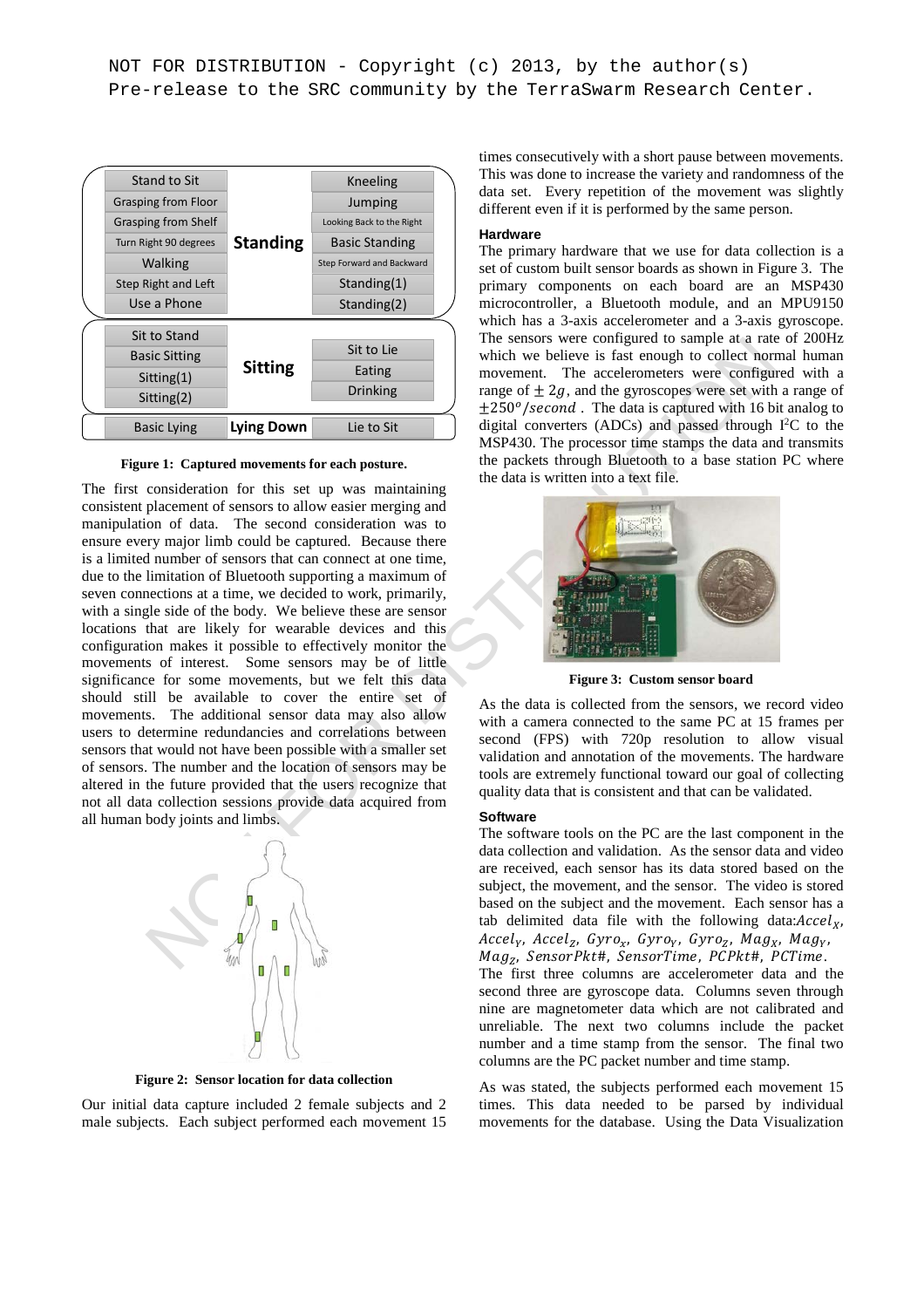NOT FOR DISTRIBUTION - Copyright (c) 2013, by the author(s)
Pre-release to the SRC community by the TerraSwarm Research Center.

| Standing | | |
|---|---|---|
| Stand to Sit | | Kneeling |
| Grasping from Floor | | Jumping |
| Grasping from Shelf | | Looking Back to the Right |
| Turn Right 90 degrees | | Basic Standing |
| Walking | | Step Forward and Backward |
| Step Right and Left | | Standing(1) |
| Use a Phone | | Standing(2) |

| Sitting | | |
|---|---|---|
| Sit to Stand | | Sit to Lie |
| Basic Sitting | | Eating |
| Sitting(1) | | Drinking |
| Sitting(2) | | |

| Lying Down | | |
|---|---|---|
| Basic Lying | | Lie to Sit |

**Figure 1: Captured movements for each posture.**

The first consideration for this set up was maintaining consistent placement of sensors to allow easier merging and manipulation of data. The second consideration was to ensure every major limb could be captured. Because there is a limited number of sensors that can connect at one time, due to the limitation of Bluetooth supporting a maximum of seven connections at a time, we decided to work, primarily, with a single side of the body. We believe these are sensor locations that are likely for wearable devices and this configuration makes it possible to effectively monitor the movements of interest. Some sensors may be of little significance for some movements, but we felt this data should still be available to cover the entire set of movements. The additional sensor data may also allow users to determine redundancies and correlations between sensors that would not have been possible with a smaller set of sensors. The number and the location of sensors may be altered in the future provided that the users recognize that not all data collection sessions provide data acquired from all human body joints and limbs.

**Figure 2: Sensor location for data collection**

Our initial data capture included 2 female subjects and 2 male subjects. Each subject performed each movement 15 times consecutively with a short pause between movements. This was done to increase the variety and randomness of the data set. Every repetition of the movement was slightly different even if it is performed by the same person.

#### Hardware

The primary hardware that we use for data collection is a set of custom built sensor boards as shown in Figure 3. The primary components on each board are an MSP430 microcontroller, a Bluetooth module, and an MPU9150 which has a 3-axis accelerometer and a 3-axis gyroscope. The sensors were configured to sample at a rate of 200Hz which we believe is fast enough to collect normal human movement. The accelerometers were configured with a range of $\pm 2g$, and the gyroscopes were set with a range of $\pm 250^{o}/second$. The data is captured with 16 bit analog to digital converters (ADCs) and passed through $I^2C$ to the MSP430. The processor time stamps the data and transmits the packets through Bluetooth to a base station PC where the data is written into a text file.

**Figure 3: Custom sensor board**

As the data is collected from the sensors, we record video with a camera connected to the same PC at 15 frames per second (FPS) with 720p resolution to allow visual validation and annotation of the movements. The hardware tools are extremely functional toward our goal of collecting quality data that is consistent and that can be validated.

#### Software

The software tools on the PC are the last component in the data collection and validation. As the sensor data and video are received, each sensor has its data stored based on the subject, the movement, and the sensor. The video is stored based on the subject and the movement. Each sensor has a tab delimited data file with the following data: $Accel_X$, $Accel_Y$, $Accel_Z$, $Gyro_x$, $Gyro_Y$, $Gyro_Z$, $Mag_X$, $Mag_Y$, $Mag_Z$, $SensorPkt\#$, $SensorTime$, $PCPkt\#$, $PCTime$.
The first three columns are accelerometer data and the second three are gyroscope data. Columns seven through nine are magnetometer data which are not calibrated and unreliable. The next two columns include the packet number and a time stamp from the sensor. The final two columns are the PC packet number and time stamp.

As was stated, the subjects performed each movement 15 times. This data needed to be parsed by individual movements for the database. Using the Data Visualization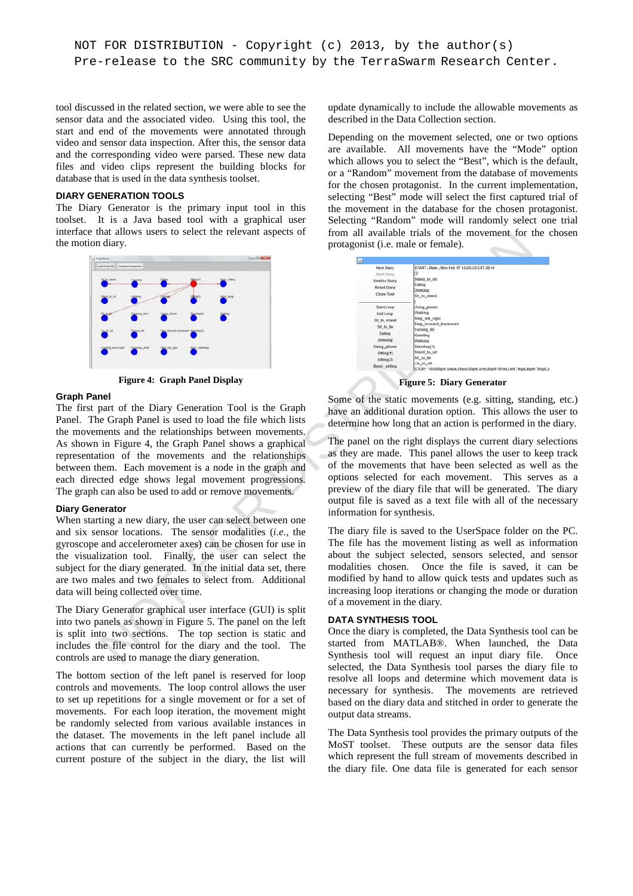tool discussed in the related section, we were able to see the sensor data and the associated video. Using this tool, the start and end of the movements were annotated through video and sensor data inspection. After this, the sensor data and the corresponding video were parsed. These new data files and video clips represent the building blocks for database that is used in the data synthesis toolset.

### DIARY GENERATION TOOLS

The Diary Generator is the primary input tool in this toolset. It is a Java based tool with a graphical user interface that allows users to select the relevant aspects of the motion diary.

**Figure 4: Graph Panel Display**

#### Graph Panel

The first part of the Diary Generation Tool is the Graph Panel. The Graph Panel is used to load the file which lists the movements and the relationships between movements. As shown in Figure 4, the Graph Panel shows a graphical representation of the movements and the relationships between them. Each movement is a node in the graph and each directed edge shows legal movement progressions. The graph can also be used to add or remove movements.

#### Diary Generator

When starting a new diary, the user can select between one and six sensor locations. The sensor modalities (*i.e.*, the gyroscope and accelerometer axes) can be chosen for use in the visualization tool. Finally, the user can select the subject for the diary generated. In the initial data set, there are two males and two females to select from. Additional data will being collected over time.

The Diary Generator graphical user interface (GUI) is split into two panels as shown in Figure 5. The panel on the left is split into two sections. The top section is static and includes the file control for the diary and the tool. The controls are used to manage the diary generation.

The bottom section of the left panel is reserved for loop controls and movements. The loop control allows the user to set up repetitions for a single movement or for a set of movements. For each loop iteration, the movement might be randomly selected from various available instances in the dataset. The movements in the left panel include all actions that can currently be performed. Based on the current posture of the subject in the diary, the list will update dynamically to include the allowable movements as described in the Data Collection section.

Depending on the movement selected, one or two options are available. All movements have the "Mode" option which allows you to select the "Best", which is the default, or a "Random" movement from the database of movements for the chosen protagonist. In the current implementation, selecting "Best" mode will select the first captured trial of the movement in the database for the chosen protagonist. Selecting "Random" mode will randomly select one trial from all available trials of the movement for the chosen protagonist (i.e. male or female).

**Figure 5: Diary Generator**

Some of the static movements (e.g. sitting, standing, etc.) have an additional duration option. This allows the user to determine how long that an action is performed in the diary.

The panel on the right displays the current diary selections as they are made. This panel allows the user to keep track of the movements that have been selected as well as the options selected for each movement. This serves as a preview of the diary file that will be generated. The diary output file is saved as a text file with all of the necessary information for synthesis.

The diary file is saved to the UserSpace folder on the PC. The file has the movement listing as well as information about the subject selected, sensors selected, and sensor modalities chosen. Once the file is saved, it can be modified by hand to allow quick tests and updates such as increasing loop iterations or changing the mode or duration of a movement in the diary.

### DATA SYNTHESIS TOOL

Once the diary is completed, the Data Synthesis tool can be started from MATLAB®. When launched, the Data Synthesis tool will request an input diary file. Once selected, the Data Synthesis tool parses the diary file to resolve all loops and determine which movement data is necessary for synthesis. The movements are retrieved based on the diary data and stitched in order to generate the output data streams.

The Data Synthesis tool provides the primary outputs of the MoST toolset. These outputs are the sensor data files which represent the full stream of movements described in the diary file. One data file is generated for each sensor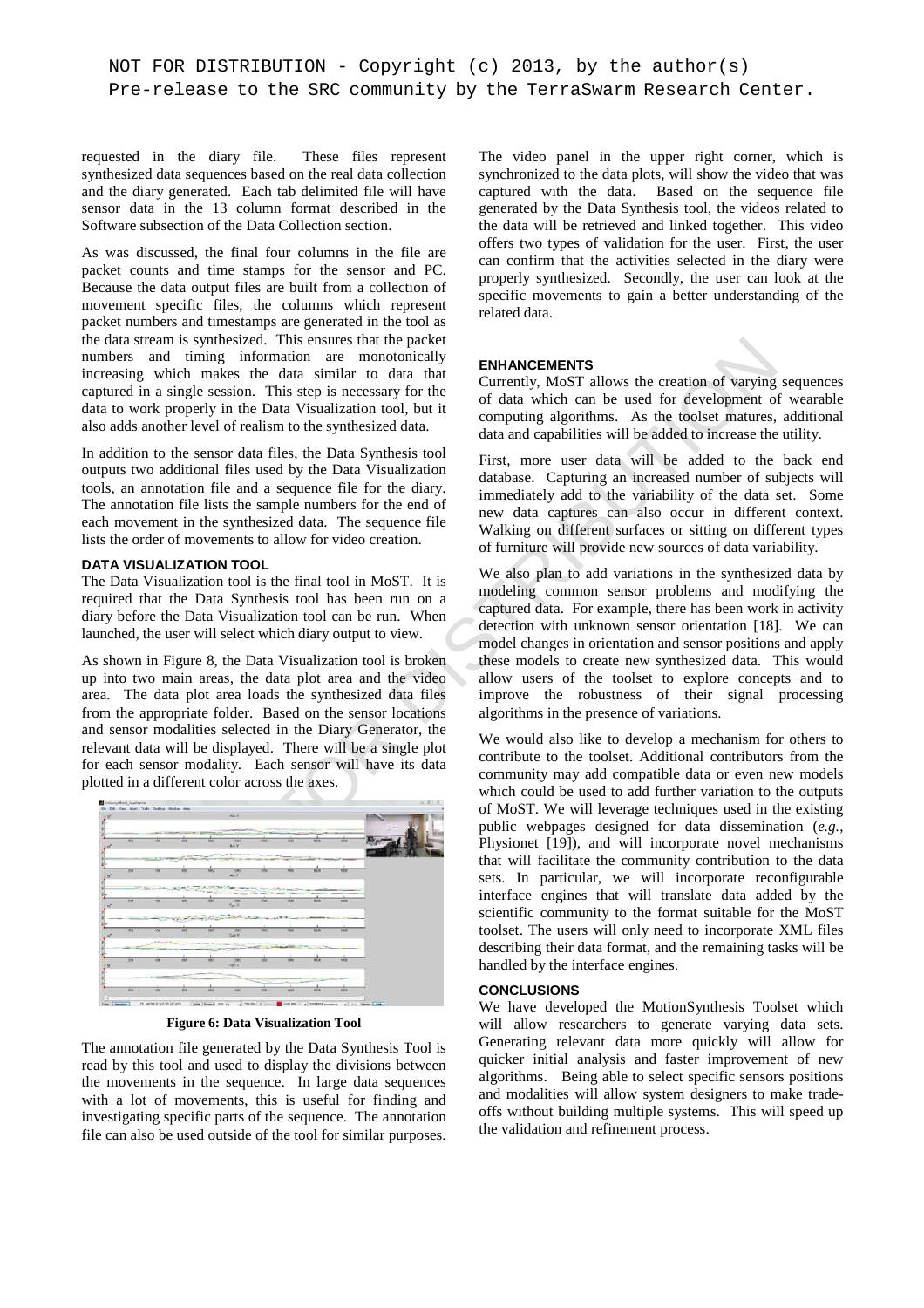requested in the diary file. These files represent synthesized data sequences based on the real data collection and the diary generated. Each tab delimited file will have sensor data in the 13 column format described in the Software subsection of the Data Collection section.

As was discussed, the final four columns in the file are packet counts and time stamps for the sensor and PC. Because the data output files are built from a collection of movement specific files, the columns which represent packet numbers and timestamps are generated in the tool as the data stream is synthesized. This ensures that the packet numbers and timing information are monotonically increasing which makes the data similar to data that captured in a single session. This step is necessary for the data to work properly in the Data Visualization tool, but it also adds another level of realism to the synthesized data.

In addition to the sensor data files, the Data Synthesis tool outputs two additional files used by the Data Visualization tools, an annotation file and a sequence file for the diary. The annotation file lists the sample numbers for the end of each movement in the synthesized data. The sequence file lists the order of movements to allow for video creation.

### DATA VISUALIZATION TOOL

The Data Visualization tool is the final tool in MoST. It is required that the Data Synthesis tool has been run on a diary before the Data Visualization tool can be run. When launched, the user will select which diary output to view.

As shown in Figure 8, the Data Visualization tool is broken up into two main areas, the data plot area and the video area. The data plot area loads the synthesized data files from the appropriate folder. Based on the sensor locations and sensor modalities selected in the Diary Generator, the relevant data will be displayed. There will be a single plot for each sensor modality. Each sensor will have its data plotted in a different color across the axes.

**Figure 6: Data Visualization Tool**

The annotation file generated by the Data Synthesis Tool is read by this tool and used to display the divisions between the movements in the sequence. In large data sequences with a lot of movements, this is useful for finding and investigating specific parts of the sequence. The annotation file can also be used outside of the tool for similar purposes.

The video panel in the upper right corner, which is synchronized to the data plots, will show the video that was captured with the data. Based on the sequence file generated by the Data Synthesis tool, the videos related to the data will be retrieved and linked together. This video offers two types of validation for the user. First, the user can confirm that the activities selected in the diary were properly synthesized. Secondly, the user can look at the specific movements to gain a better understanding of the related data.

### ENHANCEMENTS

Currently, MoST allows the creation of varying sequences of data which can be used for development of wearable computing algorithms. As the toolset matures, additional data and capabilities will be added to increase the utility.

First, more user data will be added to the back end database. Capturing an increased number of subjects will immediately add to the variability of the data set. Some new data captures can also occur in different context. Walking on different surfaces or sitting on different types of furniture will provide new sources of data variability.

We also plan to add variations in the synthesized data by modeling common sensor problems and modifying the captured data. For example, there has been work in activity detection with unknown sensor orientation [18]. We can model changes in orientation and sensor positions and apply these models to create new synthesized data. This would allow users of the toolset to explore concepts and to improve the robustness of their signal processing algorithms in the presence of variations.

We would also like to develop a mechanism for others to contribute to the toolset. Additional contributors from the community may add compatible data or even new models which could be used to add further variation to the outputs of MoST. We will leverage techniques used in the existing public webpages designed for data dissemination (*e.g.*, Physionet [19]), and will incorporate novel mechanisms that will facilitate the community contribution to the data sets. In particular, we will incorporate reconfigurable interface engines that will translate data added by the scientific community to the format suitable for the MoST toolset. The users will only need to incorporate XML files describing their data format, and the remaining tasks will be handled by the interface engines.

### CONCLUSIONS

We have developed the MotionSynthesis Toolset which will allow researchers to generate varying data sets. Generating relevant data more quickly will allow for quicker initial analysis and faster improvement of new algorithms. Being able to select specific sensors positions and modalities will allow system designers to make trade-offs without building multiple systems. This will speed up the validation and refinement process.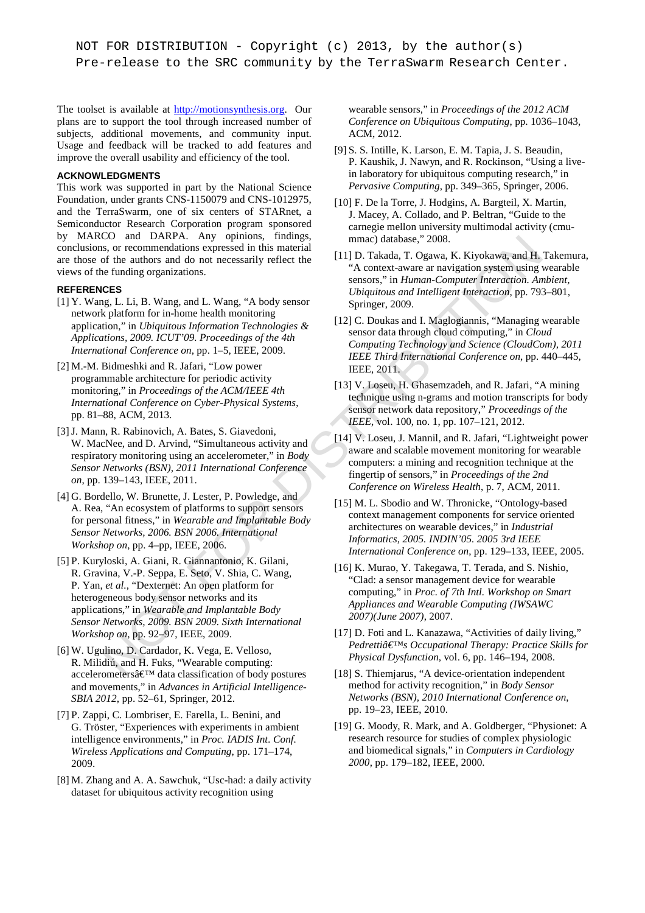NOT FOR DISTRIBUTION - Copyright (c) 2013, by the author(s)
Pre-release to the SRC community by the TerraSwarm Research Center.

The toolset is available at http://motionsynthesis.org. Our plans are to support the tool through increased number of subjects, additional movements, and community input. Usage and feedback will be tracked to add features and improve the overall usability and efficiency of the tool.

## ACKNOWLEDGMENTS

This work was supported in part by the National Science Foundation, under grants CNS-1150079 and CNS-1012975, and the TerraSwarm, one of six centers of STARnet, a Semiconductor Research Corporation program sponsored by MARCO and DARPA. Any opinions, findings, conclusions, or recommendations expressed in this material are those of the authors and do not necessarily reflect the views of the funding organizations.

## REFERENCES

[1] Y. Wang, L. Li, B. Wang, and L. Wang, "A body sensor network platform for in-home health monitoring application," in *Ubiquitous Information Technologies & Applications, 2009. ICUT'09. Proceedings of the 4th International Conference on*, pp. 1–5, IEEE, 2009.

[2] M.-M. Bidmeshki and R. Jafari, "Low power programmable architecture for periodic activity monitoring," in *Proceedings of the ACM/IEEE 4th International Conference on Cyber-Physical Systems*, pp. 81–88, ACM, 2013.

[3] J. Mann, R. Rabinovich, A. Bates, S. Giavedoni, W. MacNee, and D. Arvind, "Simultaneous activity and respiratory monitoring using an accelerometer," in *Body Sensor Networks (BSN), 2011 International Conference on*, pp. 139–143, IEEE, 2011.

[4] G. Bordello, W. Brunette, J. Lester, P. Powledge, and A. Rea, "An ecosystem of platforms to support sensors for personal fitness," in *Wearable and Implantable Body Sensor Networks, 2006. BSN 2006. International Workshop on*, pp. 4–pp, IEEE, 2006.

[5] P. Kuryloski, A. Giani, R. Giannantonio, K. Gilani, R. Gravina, V.-P. Seppa, E. Seto, V. Shia, C. Wang, P. Yan, *et al.*, "Dexternet: An open platform for heterogeneous body sensor networks and its applications," in *Wearable and Implantable Body Sensor Networks, 2009. BSN 2009. Sixth International Workshop on*, pp. 92–97, IEEE, 2009.

[6] W. Ugulino, D. Cardador, K. Vega, E. Velloso, R. Milidiú, and H. Fuks, "Wearable computing: accelerometersâ€™ data classification of body postures and movements," in *Advances in Artificial Intelligence-SBIA 2012*, pp. 52–61, Springer, 2012.

[7] P. Zappi, C. Lombriser, E. Farella, L. Benini, and G. Tröster, "Experiences with experiments in ambient intelligence environments," in *Proc. IADIS Int. Conf. Wireless Applications and Computing*, pp. 171–174, 2009.

[8] M. Zhang and A. A. Sawchuk, "Usc-had: a daily activity dataset for ubiquitous activity recognition using wearable sensors," in *Proceedings of the 2012 ACM Conference on Ubiquitous Computing*, pp. 1036–1043, ACM, 2012.

[9] S. S. Intille, K. Larson, E. M. Tapia, J. S. Beaudin, P. Kaushik, J. Nawyn, and R. Rockinson, "Using a live-in laboratory for ubiquitous computing research," in *Pervasive Computing*, pp. 349–365, Springer, 2006.

[10] F. De la Torre, J. Hodgins, A. Bargteil, X. Martin, J. Macey, A. Collado, and P. Beltran, "Guide to the carnegie mellon university multimodal activity (cmu-mmac) database," 2008.

[11] D. Takada, T. Ogawa, K. Kiyokawa, and H. Takemura, "A context-aware ar navigation system using wearable sensors," in *Human-Computer Interaction. Ambient, Ubiquitous and Intelligent Interaction*, pp. 793–801, Springer, 2009.

[12] C. Doukas and I. Maglogiannis, "Managing wearable sensor data through cloud computing," in *Cloud Computing Technology and Science (CloudCom), 2011 IEEE Third International Conference on*, pp. 440–445, IEEE, 2011.

[13] V. Loseu, H. Ghasemzadeh, and R. Jafari, "A mining technique using n-grams and motion transcripts for body sensor network data repository," *Proceedings of the IEEE*, vol. 100, no. 1, pp. 107–121, 2012.

[14] V. Loseu, J. Mannil, and R. Jafari, "Lightweight power aware and scalable movement monitoring for wearable computers: a mining and recognition technique at the fingertip of sensors," in *Proceedings of the 2nd Conference on Wireless Health*, p. 7, ACM, 2011.

[15] M. L. Sbodio and W. Thronicke, "Ontology-based context management components for service oriented architectures on wearable devices," in *Industrial Informatics, 2005. INDIN'05. 2005 3rd IEEE International Conference on*, pp. 129–133, IEEE, 2005.

[16] K. Murao, Y. Takegawa, T. Terada, and S. Nishio, "Clad: a sensor management device for wearable computing," in *Proc. of 7th Intl. Workshop on Smart Appliances and Wearable Computing (IWSAWC 2007)(June 2007)*, 2007.

[17] D. Foti and L. Kanazawa, "Activities of daily living," *Pedrettiâ€™s Occupational Therapy: Practice Skills for Physical Dysfunction*, vol. 6, pp. 146–194, 2008.

[18] S. Thiemjarus, "A device-orientation independent method for activity recognition," in *Body Sensor Networks (BSN), 2010 International Conference on*, pp. 19–23, IEEE, 2010.

[19] G. Moody, R. Mark, and A. Goldberger, "Physionet: A research resource for studies of complex physiologic and biomedical signals," in *Computers in Cardiology 2000*, pp. 179–182, IEEE, 2000.